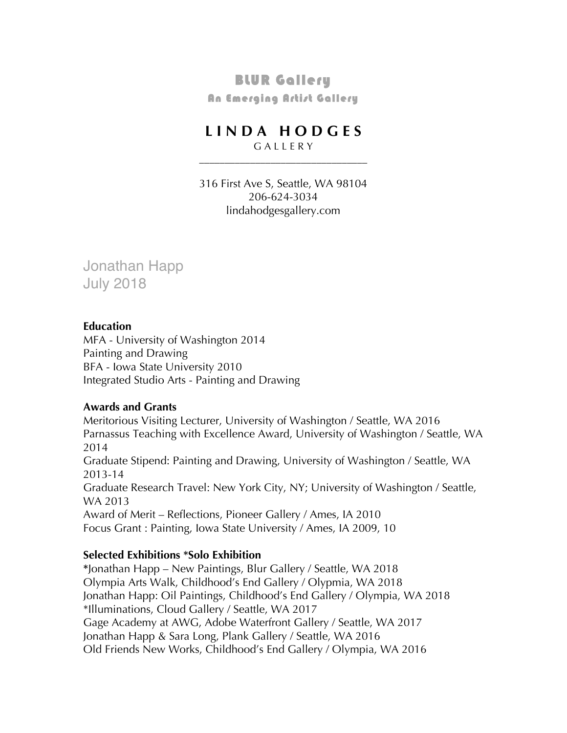# BLUR Gallery

An Emerging Artist Gallery

# LINDA HODGES

GALLERY

316 First Ave S, Seattle, WA 98104
206-624-3034
lindahodgesgallery.com

Jonathan Happ
July 2018

**Education**
MFA - University of Washington 2014
Painting and Drawing
BFA - Iowa State University 2010
Integrated Studio Arts - Painting and Drawing

**Awards and Grants**
Meritorious Visiting Lecturer, University of Washington / Seattle, WA 2016
Parnassus Teaching with Excellence Award, University of Washington / Seattle, WA 2014
Graduate Stipend: Painting and Drawing, University of Washington / Seattle, WA 2013-14
Graduate Research Travel: New York City, NY; University of Washington / Seattle, WA 2013
Award of Merit – Reflections, Pioneer Gallery / Ames, IA 2010
Focus Grant : Painting, Iowa State University / Ames, IA 2009, 10

**Selected Exhibitions *Solo Exhibition**
*Jonathan Happ – New Paintings, Blur Gallery / Seattle, WA 2018
Olympia Arts Walk, Childhood's End Gallery / Olypmia, WA 2018
Jonathan Happ: Oil Paintings, Childhood's End Gallery / Olympia, WA 2018
*Illuminations, Cloud Gallery / Seattle, WA 2017
Gage Academy at AWG, Adobe Waterfront Gallery / Seattle, WA 2017
Jonathan Happ & Sara Long, Plank Gallery / Seattle, WA 2016
Old Friends New Works, Childhood's End Gallery / Olympia, WA 2016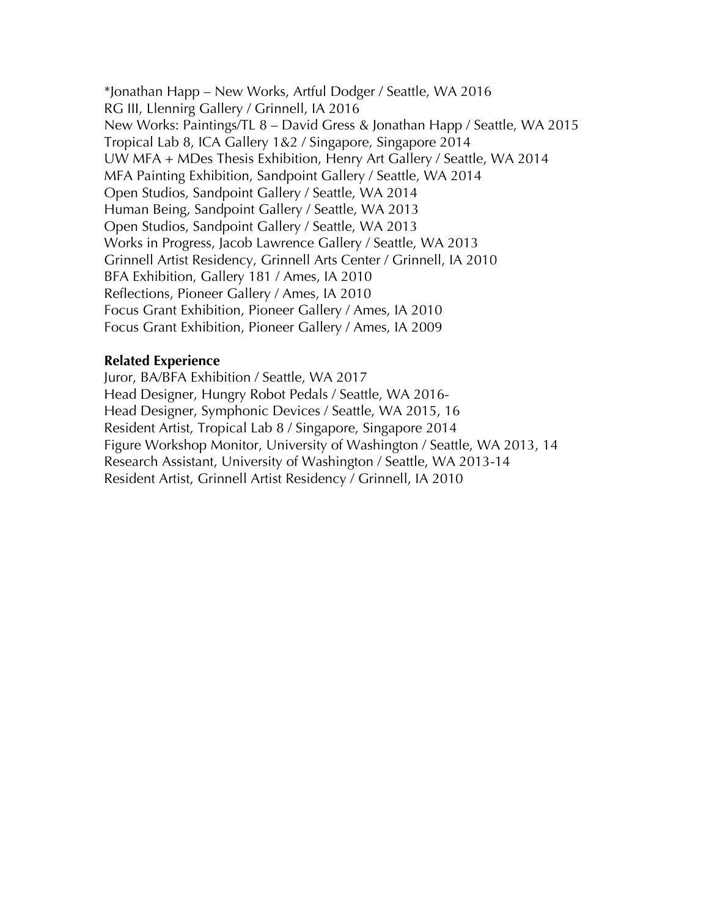*Jonathan Happ – New Works, Artful Dodger / Seattle, WA 2016
RG III, Llennirg Gallery / Grinnell, IA 2016
New Works: Paintings/TL 8 – David Gress & Jonathan Happ / Seattle, WA 2015
Tropical Lab 8, ICA Gallery 1&2 / Singapore, Singapore 2014
UW MFA + MDes Thesis Exhibition, Henry Art Gallery / Seattle, WA 2014
MFA Painting Exhibition, Sandpoint Gallery / Seattle, WA 2014
Open Studios, Sandpoint Gallery / Seattle, WA 2014
Human Being, Sandpoint Gallery / Seattle, WA 2013
Open Studios, Sandpoint Gallery / Seattle, WA 2013
Works in Progress, Jacob Lawrence Gallery / Seattle, WA 2013
Grinnell Artist Residency, Grinnell Arts Center / Grinnell, IA 2010
BFA Exhibition, Gallery 181 / Ames, IA 2010
Reflections, Pioneer Gallery / Ames, IA 2010
Focus Grant Exhibition, Pioneer Gallery / Ames, IA 2010
Focus Grant Exhibition, Pioneer Gallery / Ames, IA 2009

**Related Experience**
Juror, BA/BFA Exhibition / Seattle, WA 2017
Head Designer, Hungry Robot Pedals / Seattle, WA 2016-
Head Designer, Symphonic Devices / Seattle, WA 2015, 16
Resident Artist, Tropical Lab 8 / Singapore, Singapore 2014
Figure Workshop Monitor, University of Washington / Seattle, WA 2013, 14
Research Assistant, University of Washington / Seattle, WA 2013-14
Resident Artist, Grinnell Artist Residency / Grinnell, IA 2010